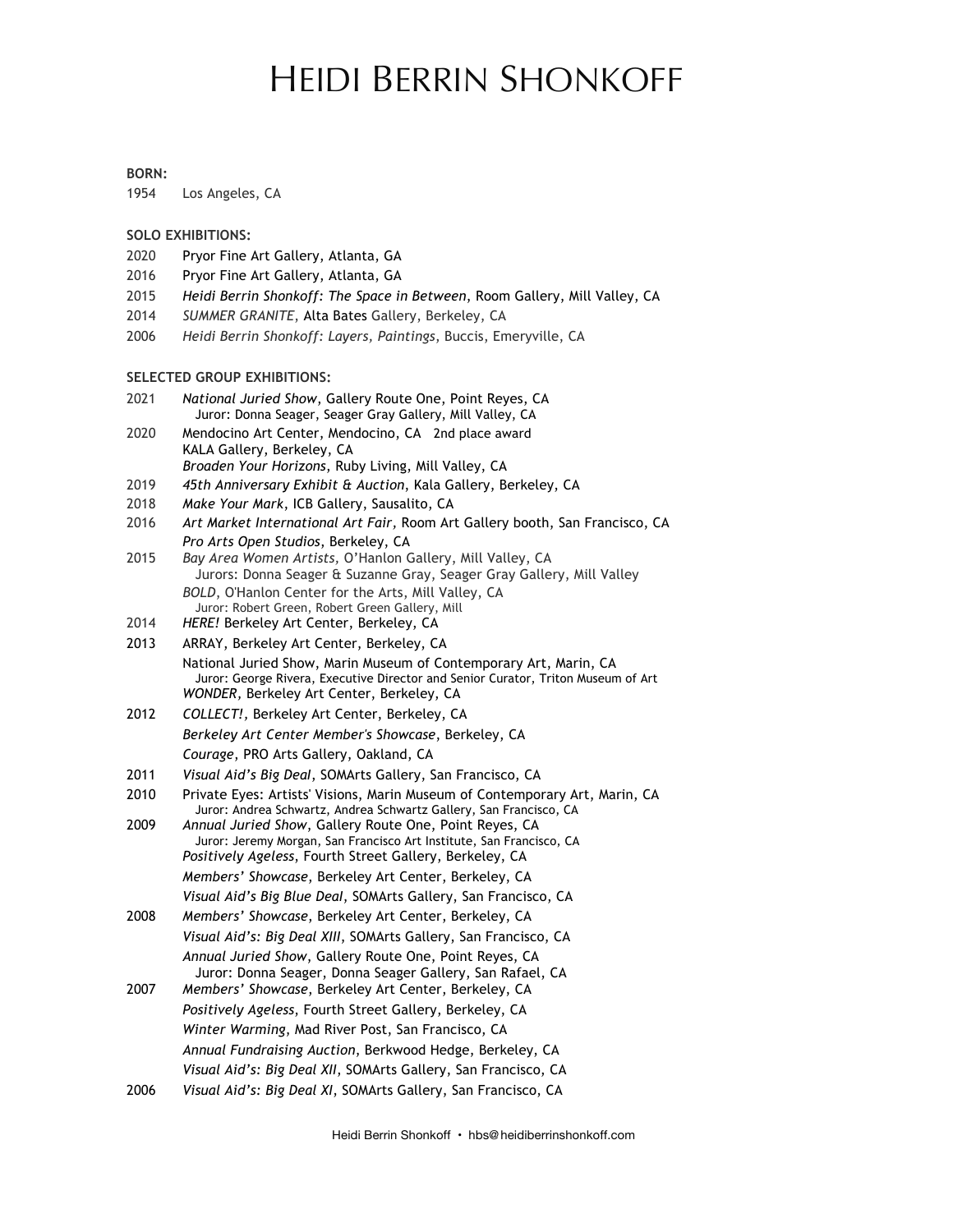# Heidi Berrin Shonkoff

**BORN:**

1954 Los Angeles, CA

**SOLO EXHIBITIONS:**

2020 Pryor Fine Art Gallery, Atlanta, GA
2016 Pryor Fine Art Gallery, Atlanta, GA
2015 *Heidi Berrin Shonkoff: The Space in Between*, Room Gallery, Mill Valley, CA
2014 *SUMMER GRANITE*, Alta Bates Gallery, Berkeley, CA
2006 *Heidi Berrin Shonkoff: Layers, Paintings*, Buccis, Emeryville, CA

**SELECTED GROUP EXHIBITIONS:**

2021 *National Juried Show*, Gallery Route One, Point Reyes, CA
  Juror: Donna Seager, Seager Gray Gallery, Mill Valley, CA

2020 Mendocino Art Center, Mendocino, CA 2nd place award
  KALA Gallery, Berkeley, CA
  *Broaden Your Horizons*, Ruby Living, Mill Valley, CA

2019 *45th Anniversary Exhibit & Auction*, Kala Gallery, Berkeley, CA

2018 *Make Your Mark*, ICB Gallery, Sausalito, CA

2016 *Art Market International Art Fair*, Room Art Gallery booth, San Francisco, CA
  *Pro Arts Open Studios*, Berkeley, CA

2015 *Bay Area Women Artists*, O'Hanlon Gallery, Mill Valley, CA
  Jurors: Donna Seager & Suzanne Gray, Seager Gray Gallery, Mill Valley
  *BOLD*, O'Hanlon Center for the Arts, Mill Valley, CA
  Juror: Robert Green, Robert Green Gallery, Mill

2014 *HERE!* Berkeley Art Center, Berkeley, CA

2013 ARRAY, Berkeley Art Center, Berkeley, CA
  National Juried Show, Marin Museum of Contemporary Art, Marin, CA
  Juror: George Rivera, Executive Director and Senior Curator, Triton Museum of Art
  *WONDER*, Berkeley Art Center, Berkeley, CA

2012 *COLLECT!*, Berkeley Art Center, Berkeley, CA
  *Berkeley Art Center Member's Showcase*, Berkeley, CA
  *Courage*, PRO Arts Gallery, Oakland, CA

2011 *Visual Aid's Big Deal*, SOMArts Gallery, San Francisco, CA

2010 Private Eyes: Artists' Visions, Marin Museum of Contemporary Art, Marin, CA
  Juror: Andrea Schwartz, Andrea Schwartz Gallery, San Francisco, CA

2009 *Annual Juried Show*, Gallery Route One, Point Reyes, CA
  Juror: Jeremy Morgan, San Francisco Art Institute, San Francisco, CA
  *Positively Ageless*, Fourth Street Gallery, Berkeley, CA
  *Members' Showcase*, Berkeley Art Center, Berkeley, CA
  *Visual Aid's Big Blue Deal*, SOMArts Gallery, San Francisco, CA

2008 *Members' Showcase*, Berkeley Art Center, Berkeley, CA
  *Visual Aid's: Big Deal XIII*, SOMArts Gallery, San Francisco, CA
  *Annual Juried Show*, Gallery Route One, Point Reyes, CA
  Juror: Donna Seager, Donna Seager Gallery, San Rafael, CA

2007 *Members' Showcase*, Berkeley Art Center, Berkeley, CA
  *Positively Ageless*, Fourth Street Gallery, Berkeley, CA
  *Winter Warming*, Mad River Post, San Francisco, CA
  *Annual Fundraising Auction*, Berkwood Hedge, Berkeley, CA
  *Visual Aid's: Big Deal XII*, SOMArts Gallery, San Francisco, CA

2006 *Visual Aid's: Big Deal XI*, SOMArts Gallery, San Francisco, CA

Heidi Berrin Shonkoff • hbs@heidiberrinshonkoff.com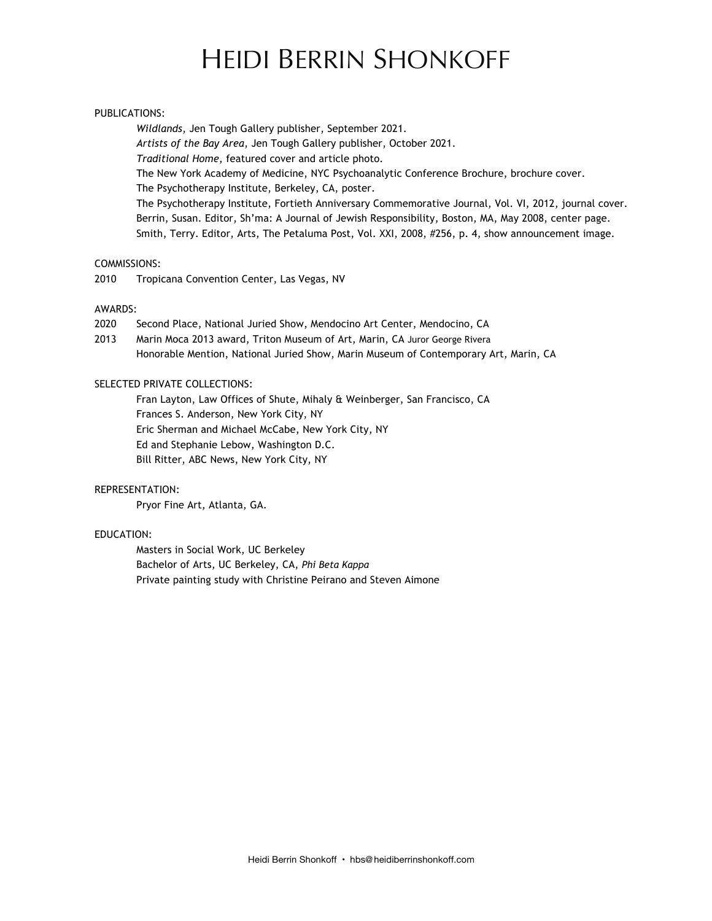# Heidi Berrin Shonkoff

## PUBLICATIONS:

*Wildlands*, Jen Tough Gallery publisher, September 2021.
*Artists of the Bay Area*, Jen Tough Gallery publisher, October 2021.
*Traditional Home,* featured cover and article photo.
The New York Academy of Medicine, NYC Psychoanalytic Conference Brochure, brochure cover.
The Psychotherapy Institute, Berkeley, CA, poster.
The Psychotherapy Institute, Fortieth Anniversary Commemorative Journal, Vol. VI, 2012, journal cover.
Berrin, Susan. Editor, Sh'ma: A Journal of Jewish Responsibility, Boston, MA, May 2008, center page.
Smith, Terry. Editor, Arts, The Petaluma Post, Vol. XXI, 2008, #256, p. 4, show announcement image.

## COMMISSIONS:

2010 Tropicana Convention Center, Las Vegas, NV

## AWARDS:

2020 Second Place, National Juried Show, Mendocino Art Center, Mendocino, CA
2013 Marin Moca 2013 award, Triton Museum of Art, Marin, CA Juror George Rivera
Honorable Mention, National Juried Show, Marin Museum of Contemporary Art, Marin, CA

## SELECTED PRIVATE COLLECTIONS:

Fran Layton, Law Offices of Shute, Mihaly & Weinberger, San Francisco, CA
Frances S. Anderson, New York City, NY
Eric Sherman and Michael McCabe, New York City, NY
Ed and Stephanie Lebow, Washington D.C.
Bill Ritter, ABC News, New York City, NY

## REPRESENTATION:

Pryor Fine Art, Atlanta, GA.

## EDUCATION:

Masters in Social Work, UC Berkeley
Bachelor of Arts, UC Berkeley, CA, *Phi Beta Kappa*
Private painting study with Christine Peirano and Steven Aimone